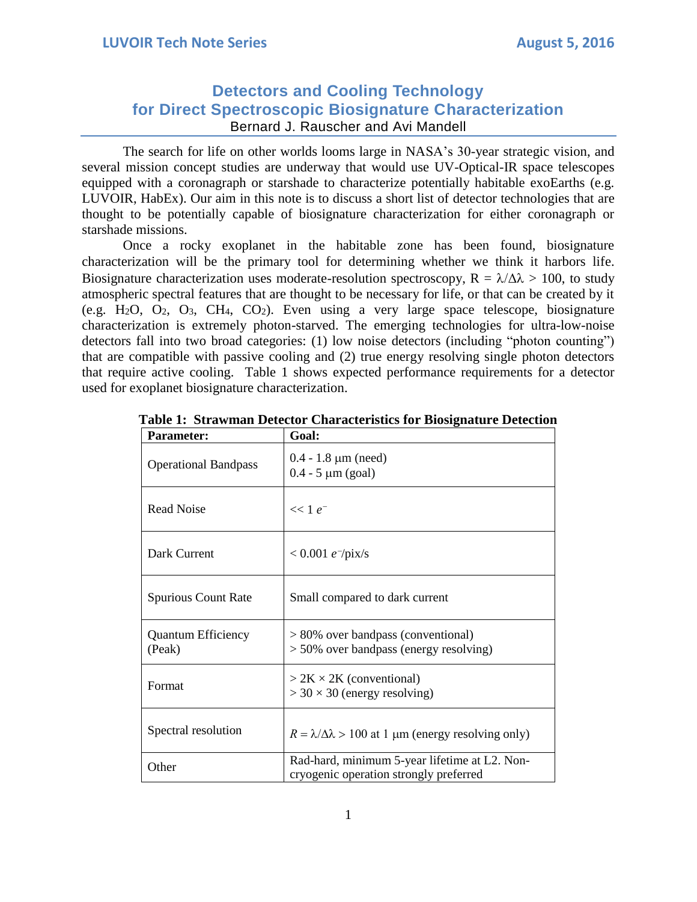# Detectors and Cooling Technology for Direct Spectroscopic Biosignature Characterization

Bernard J. Rauscher and Avi Mandell

The search for life on other worlds looms large in NASA's 30-year strategic vision, and several mission concept studies are underway that would use UV-Optical-IR space telescopes equipped with a coronagraph or starshade to characterize potentially habitable exoEarths (e.g. LUVOIR, HabEx). Our aim in this note is to discuss a short list of detector technologies that are thought to be potentially capable of biosignature characterization for either coronagraph or starshade missions.

Once a rocky exoplanet in the habitable zone has been found, biosignature characterization will be the primary tool for determining whether we think it harbors life. Biosignature characterization uses moderate-resolution spectroscopy, $R = \lambda/\Delta\lambda > 100$, to study atmospheric spectral features that are thought to be necessary for life, or that can be created by it (e.g. $H_2O$, $O_2$, $O_3$, $CH_4$, $CO_2$). Even using a very large space telescope, biosignature characterization is extremely photon-starved. The emerging technologies for ultra-low-noise detectors fall into two broad categories: (1) low noise detectors (including "photon counting") that are compatible with passive cooling and (2) true energy resolving single photon detectors that require active cooling. Table 1 shows expected performance requirements for a detector used for exoplanet biosignature characterization.

**Table 1: Strawman Detector Characteristics for Biosignature Detection**

| Parameter: | Goal: |
|---|---|
| Operational Bandpass | 0.4 - 1.8 μm (need)<br>0.4 - 5 μm (goal) |
| Read Noise | $<< 1\ e^-$ |
| Dark Current | $< 0.001\ e^-$/pix/s |
| Spurious Count Rate | Small compared to dark current |
| Quantum Efficiency (Peak) | > 80% over bandpass (conventional)<br>> 50% over bandpass (energy resolving) |
| Format | > 2K × 2K (conventional)<br>> 30 × 30 (energy resolving) |
| Spectral resolution | $R = \lambda/\Delta\lambda > 100$ at 1 μm (energy resolving only) |
| Other | Rad-hard, minimum 5-year lifetime at L2. Non-cryogenic operation strongly preferred |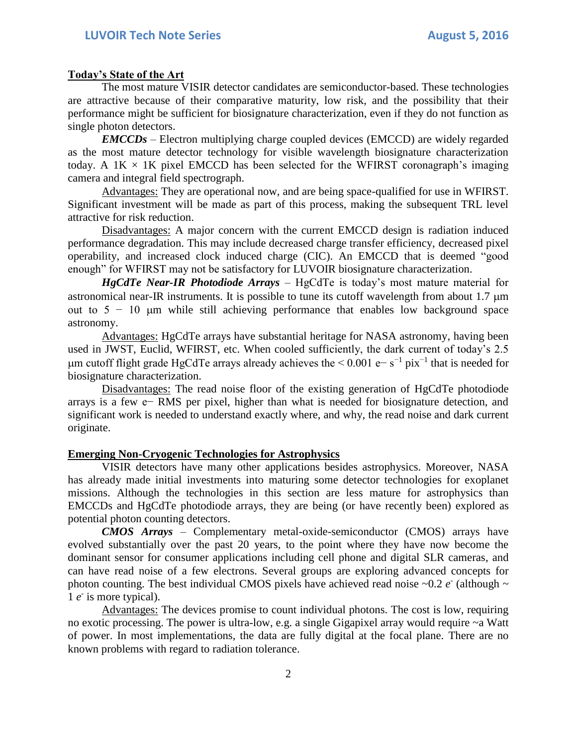## Today's State of the Art

The most mature VISIR detector candidates are semiconductor-based. These technologies are attractive because of their comparative maturity, low risk, and the possibility that their performance might be sufficient for biosignature characterization, even if they do not function as single photon detectors.

***EMCCDs*** – Electron multiplying charge coupled devices (EMCCD) are widely regarded as the most mature detector technology for visible wavelength biosignature characterization today. A 1K × 1K pixel EMCCD has been selected for the WFIRST coronagraph's imaging camera and integral field spectrograph.

Advantages: They are operational now, and are being space-qualified for use in WFIRST. Significant investment will be made as part of this process, making the subsequent TRL level attractive for risk reduction.

Disadvantages: A major concern with the current EMCCD design is radiation induced performance degradation. This may include decreased charge transfer efficiency, decreased pixel operability, and increased clock induced charge (CIC). An EMCCD that is deemed "good enough" for WFIRST may not be satisfactory for LUVOIR biosignature characterization.

***HgCdTe Near-IR Photodiode Arrays*** – HgCdTe is today's most mature material for astronomical near-IR instruments. It is possible to tune its cutoff wavelength from about 1.7 μm out to 5 − 10 μm while still achieving performance that enables low background space astronomy.

Advantages: HgCdTe arrays have substantial heritage for NASA astronomy, having been used in JWST, Euclid, WFIRST, etc. When cooled sufficiently, the dark current of today's 2.5 μm cutoff flight grade HgCdTe arrays already achieves the $< 0.001\ e^{-}\ s^{-1}\ pix^{-1}$ that is needed for biosignature characterization.

Disadvantages: The read noise floor of the existing generation of HgCdTe photodiode arrays is a few e− RMS per pixel, higher than what is needed for biosignature detection, and significant work is needed to understand exactly where, and why, the read noise and dark current originate.

## Emerging Non-Cryogenic Technologies for Astrophysics

VISIR detectors have many other applications besides astrophysics. Moreover, NASA has already made initial investments into maturing some detector technologies for exoplanet missions. Although the technologies in this section are less mature for astrophysics than EMCCDs and HgCdTe photodiode arrays, they are being (or have recently been) explored as potential photon counting detectors.

***CMOS Arrays*** – Complementary metal-oxide-semiconductor (CMOS) arrays have evolved substantially over the past 20 years, to the point where they have now become the dominant sensor for consumer applications including cell phone and digital SLR cameras, and can have read noise of a few electrons. Several groups are exploring advanced concepts for photon counting. The best individual CMOS pixels have achieved read noise ~0.2 $e^{-}$ (although ~ 1 $e^{-}$ is more typical).

Advantages: The devices promise to count individual photons. The cost is low, requiring no exotic processing. The power is ultra-low, e.g. a single Gigapixel array would require ~a Watt of power. In most implementations, the data are fully digital at the focal plane. There are no known problems with regard to radiation tolerance.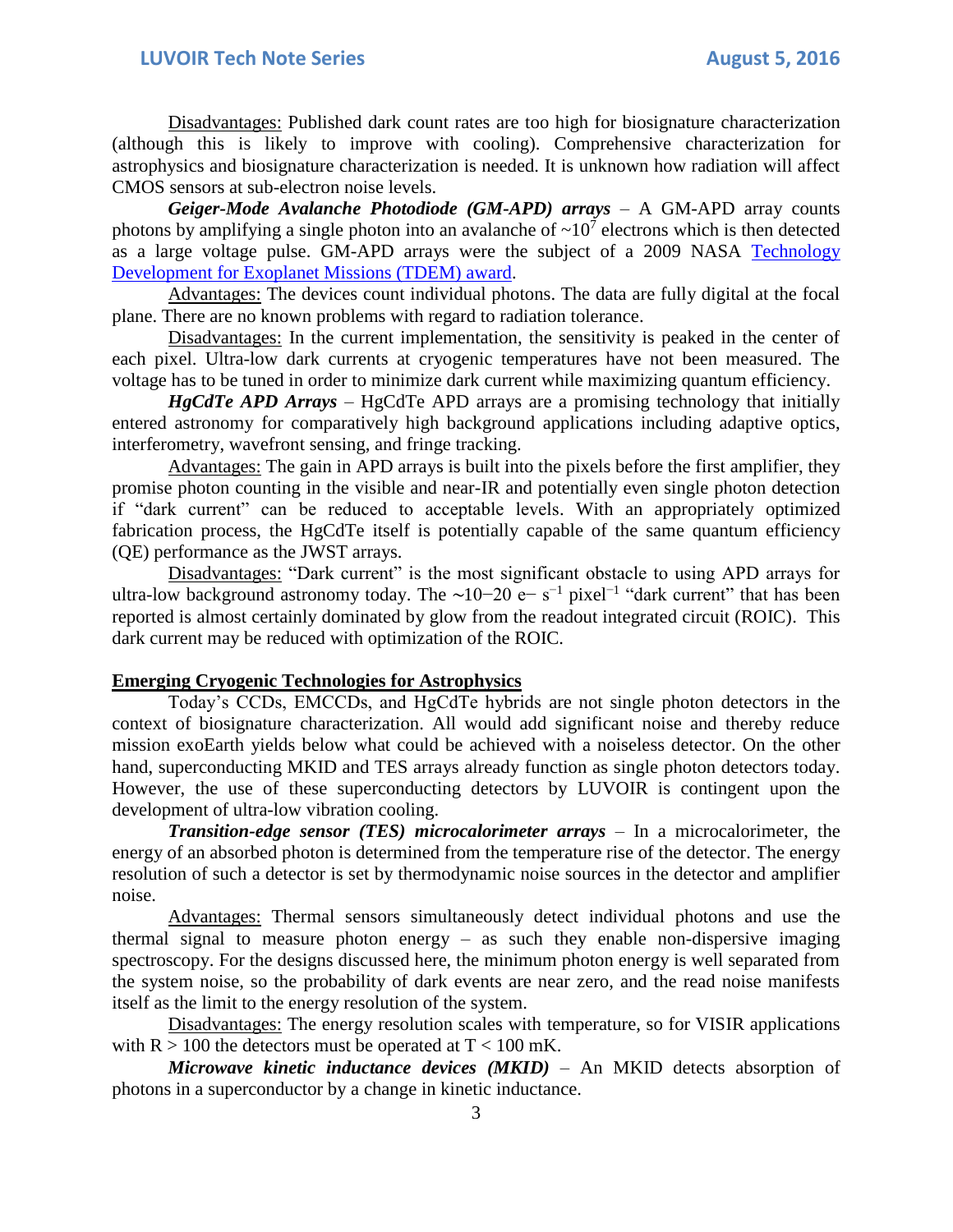Disadvantages: Published dark count rates are too high for biosignature characterization (although this is likely to improve with cooling). Comprehensive characterization for astrophysics and biosignature characterization is needed. It is unknown how radiation will affect CMOS sensors at sub-electron noise levels.

***Geiger-Mode Avalanche Photodiode (GM-APD) arrays*** – A GM-APD array counts photons by amplifying a single photon into an avalanche of $\sim 10^7$ electrons which is then detected as a large voltage pulse. GM-APD arrays were the subject of a 2009 NASA Technology Development for Exoplanet Missions (TDEM) award.

Advantages: The devices count individual photons. The data are fully digital at the focal plane. There are no known problems with regard to radiation tolerance.

Disadvantages: In the current implementation, the sensitivity is peaked in the center of each pixel. Ultra-low dark currents at cryogenic temperatures have not been measured. The voltage has to be tuned in order to minimize dark current while maximizing quantum efficiency.

***HgCdTe APD Arrays*** – HgCdTe APD arrays are a promising technology that initially entered astronomy for comparatively high background applications including adaptive optics, interferometry, wavefront sensing, and fringe tracking.

Advantages: The gain in APD arrays is built into the pixels before the first amplifier, they promise photon counting in the visible and near-IR and potentially even single photon detection if "dark current" can be reduced to acceptable levels. With an appropriately optimized fabrication process, the HgCdTe itself is potentially capable of the same quantum efficiency (QE) performance as the JWST arrays.

Disadvantages: "Dark current" is the most significant obstacle to using APD arrays for ultra-low background astronomy today. The $\sim 10-20\ e^-\ s^{-1}\ \text{pixel}^{-1}$ "dark current" that has been reported is almost certainly dominated by glow from the readout integrated circuit (ROIC). This dark current may be reduced with optimization of the ROIC.

## Emerging Cryogenic Technologies for Astrophysics

Today's CCDs, EMCCDs, and HgCdTe hybrids are not single photon detectors in the context of biosignature characterization. All would add significant noise and thereby reduce mission exoEarth yields below what could be achieved with a noiseless detector. On the other hand, superconducting MKID and TES arrays already function as single photon detectors today. However, the use of these superconducting detectors by LUVOIR is contingent upon the development of ultra-low vibration cooling.

***Transition-edge sensor (TES) microcalorimeter arrays*** – In a microcalorimeter, the energy of an absorbed photon is determined from the temperature rise of the detector. The energy resolution of such a detector is set by thermodynamic noise sources in the detector and amplifier noise.

Advantages: Thermal sensors simultaneously detect individual photons and use the thermal signal to measure photon energy – as such they enable non-dispersive imaging spectroscopy. For the designs discussed here, the minimum photon energy is well separated from the system noise, so the probability of dark events are near zero, and the read noise manifests itself as the limit to the energy resolution of the system.

Disadvantages: The energy resolution scales with temperature, so for VISIR applications with $R > 100$ the detectors must be operated at $T < 100$ mK.

***Microwave kinetic inductance devices (MKID)*** – An MKID detects absorption of photons in a superconductor by a change in kinetic inductance.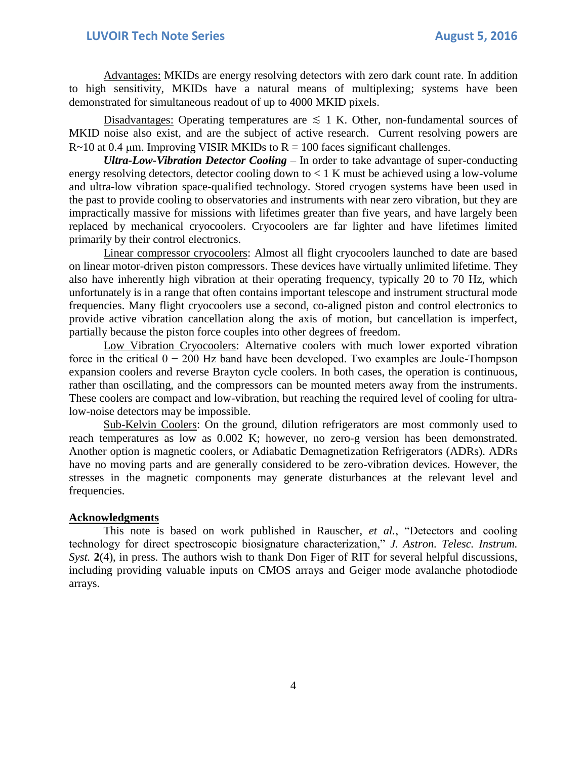Advantages: MKIDs are energy resolving detectors with zero dark count rate. In addition to high sensitivity, MKIDs have a natural means of multiplexing; systems have been demonstrated for simultaneous readout of up to 4000 MKID pixels.

Disadvantages: Operating temperatures are $\lesssim$ 1 K. Other, non-fundamental sources of MKID noise also exist, and are the subject of active research. Current resolving powers are $R\sim10$ at 0.4 μm. Improving VISIR MKIDs to $R = 100$ faces significant challenges.

***Ultra-Low-Vibration Detector Cooling*** – In order to take advantage of super-conducting energy resolving detectors, detector cooling down to < 1 K must be achieved using a low-volume and ultra-low vibration space-qualified technology. Stored cryogen systems have been used in the past to provide cooling to observatories and instruments with near zero vibration, but they are impractically massive for missions with lifetimes greater than five years, and have largely been replaced by mechanical cryocoolers. Cryocoolers are far lighter and have lifetimes limited primarily by their control electronics.

Linear compressor cryocoolers: Almost all flight cryocoolers launched to date are based on linear motor-driven piston compressors. These devices have virtually unlimited lifetime. They also have inherently high vibration at their operating frequency, typically 20 to 70 Hz, which unfortunately is in a range that often contains important telescope and instrument structural mode frequencies. Many flight cryocoolers use a second, co-aligned piston and control electronics to provide active vibration cancellation along the axis of motion, but cancellation is imperfect, partially because the piston force couples into other degrees of freedom.

Low Vibration Cryocoolers: Alternative coolers with much lower exported vibration force in the critical 0 − 200 Hz band have been developed. Two examples are Joule-Thompson expansion coolers and reverse Brayton cycle coolers. In both cases, the operation is continuous, rather than oscillating, and the compressors can be mounted meters away from the instruments. These coolers are compact and low-vibration, but reaching the required level of cooling for ultra-low-noise detectors may be impossible.

Sub-Kelvin Coolers: On the ground, dilution refrigerators are most commonly used to reach temperatures as low as 0.002 K; however, no zero-g version has been demonstrated. Another option is magnetic coolers, or Adiabatic Demagnetization Refrigerators (ADRs). ADRs have no moving parts and are generally considered to be zero-vibration devices. However, the stresses in the magnetic components may generate disturbances at the relevant level and frequencies.

## Acknowledgments

This note is based on work published in Rauscher, *et al.*, "Detectors and cooling technology for direct spectroscopic biosignature characterization," *J. Astron. Telesc. Instrum. Syst.* **2**(4), in press. The authors wish to thank Don Figer of RIT for several helpful discussions, including providing valuable inputs on CMOS arrays and Geiger mode avalanche photodiode arrays.